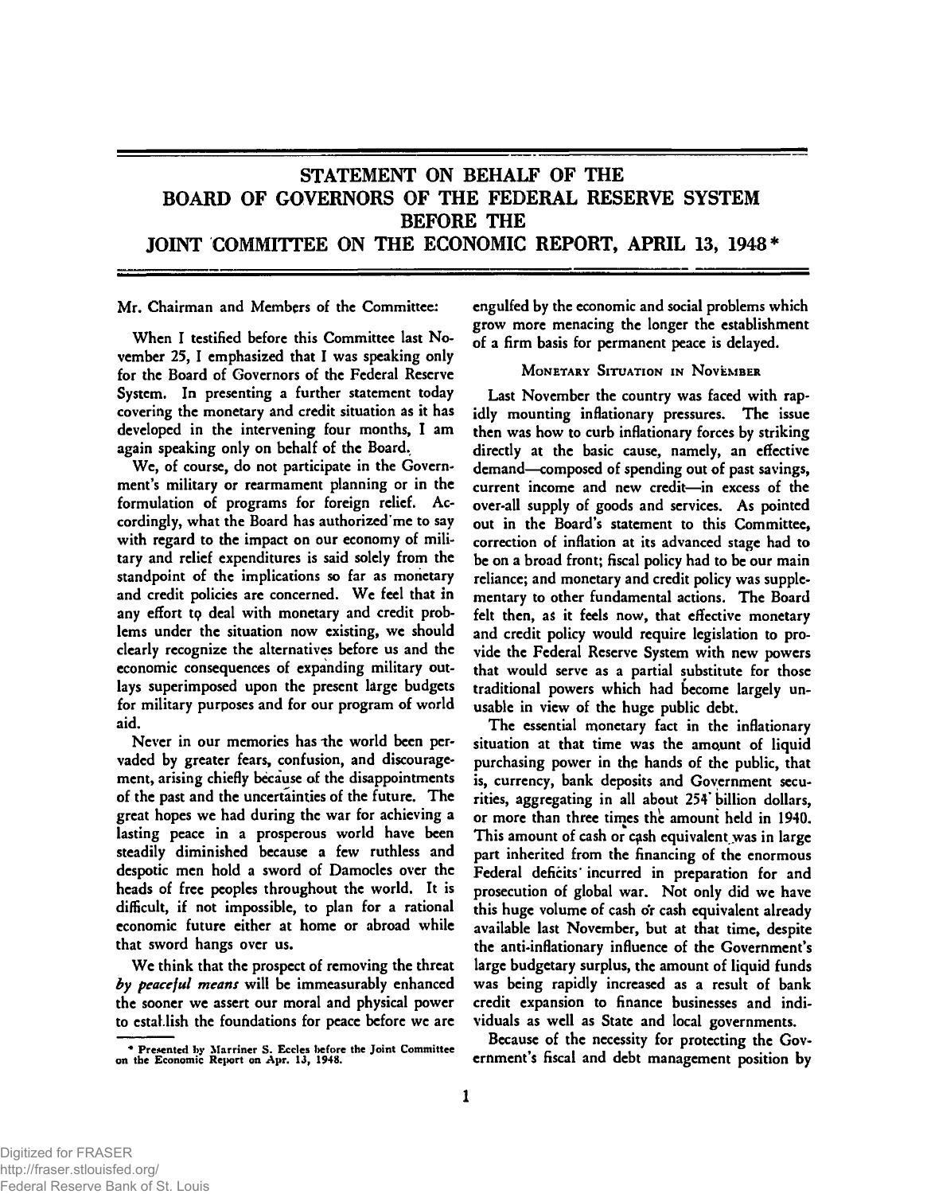# STATEMENT ON BEHALF OF THE BOARD OF GOVERNORS OF THE FEDERAL RESERVE SYSTEM BEFORE THE JOINT COMMITTEE ON THE ECONOMIC REPORT, APRIL 13, 1948*

Mr. Chairman and Members of the Committee:

When I testified before this Committee last November 25, I emphasized that I was speaking only for the Board of Governors of the Federal Reserve System. In presenting a further statement today covering the monetary and credit situation as it has developed in the intervening four months, I am again speaking only on behalf of the Board.

We, of course, do not participate in the Government's military or rearmament planning or in the formulation of programs for foreign relief. Accordingly, what the Board has authorized me to say with regard to the impact on our economy of military and relief expenditures is said solely from the standpoint of the implications so far as monetary and credit policies are concerned. We feel that in any effort to deal with monetary and credit problems under the situation now existing, we should clearly recognize the alternatives before us and the economic consequences of expanding military outlays superimposed upon the present large budgets for military purposes and for our program of world aid.

Never in our memories has the world been pervaded by greater fears, confusion, and discouragement, arising chiefly because of the disappointments of the past and the uncertainties of the future. The great hopes we had during the war for achieving a lasting peace in a prosperous world have been steadily diminished because a few ruthless and despotic men hold a sword of Damocles over the heads of free peoples throughout the world. It is difficult, if not impossible, to plan for a rational economic future either at home or abroad while that sword hangs over us.

We think that the prospect of removing the threat *by peaceful means* will be immeasurably enhanced the sooner we assert our moral and physical power to establish the foundations for peace before we are engulfed by the economic and social problems which grow more menacing the longer the establishment of a firm basis for permanent peace is delayed.

## Monetary Situation in November

Last November the country was faced with rapidly mounting inflationary pressures. The issue then was how to curb inflationary forces by striking directly at the basic cause, namely, an effective demand—composed of spending out of past savings, current income and new credit—in excess of the over-all supply of goods and services. As pointed out in the Board's statement to this Committee, correction of inflation at its advanced stage had to be on a broad front; fiscal policy had to be our main reliance; and monetary and credit policy was supplementary to other fundamental actions. The Board felt then, as it feels now, that effective monetary and credit policy would require legislation to provide the Federal Reserve System with new powers that would serve as a partial substitute for those traditional powers which had become largely unusable in view of the huge public debt.

The essential monetary fact in the inflationary situation at that time was the amount of liquid purchasing power in the hands of the public, that is, currency, bank deposits and Government securities, aggregating in all about 254 billion dollars, or more than three times the amount held in 1940. This amount of cash or cash equivalent was in large part inherited from the financing of the enormous Federal deficits incurred in preparation for and prosecution of global war. Not only did we have this huge volume of cash or cash equivalent already available last November, but at that time, despite the anti-inflationary influence of the Government's large budgetary surplus, the amount of liquid funds was being rapidly increased as a result of bank credit expansion to finance businesses and individuals as well as State and local governments.

Because of the necessity for protecting the Government's fiscal and debt management position by

---

\* Presented by Marriner S. Eccles before the Joint Committee on the Economic Report on Apr. 13, 1948.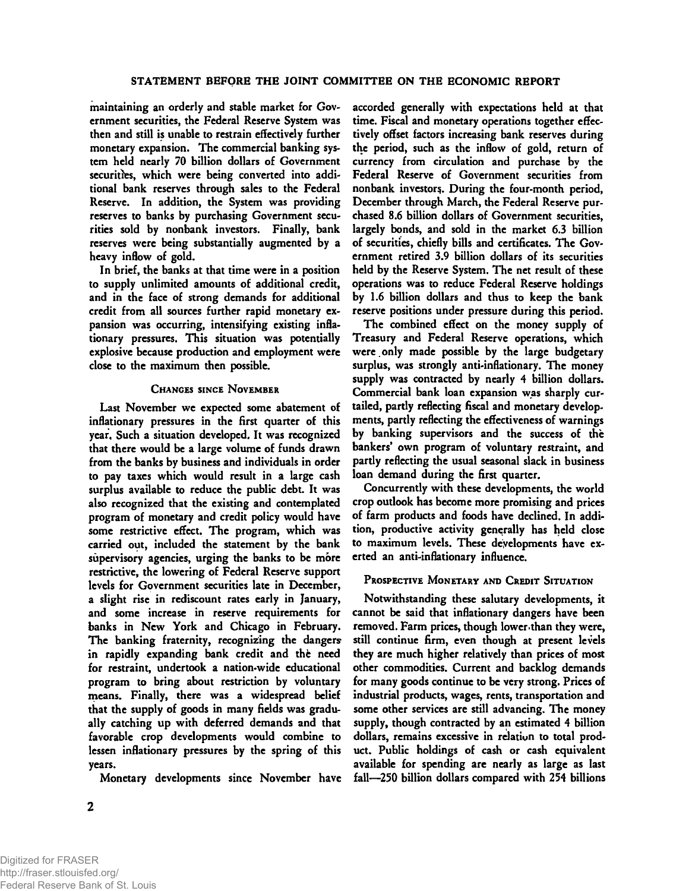maintaining an orderly and stable market for Government securities, the Federal Reserve System was then and still is unable to restrain effectively further monetary expansion. The commercial banking system held nearly 70 billion dollars of Government securities, which were being converted into additional bank reserves through sales to the Federal Reserve. In addition, the System was providing reserves to banks by purchasing Government securities sold by nonbank investors. Finally, bank reserves were being substantially augmented by a heavy inflow of gold.

In brief, the banks at that time were in a position to supply unlimited amounts of additional credit, and in the face of strong demands for additional credit from all sources further rapid monetary expansion was occurring, intensifying existing inflationary pressures. This situation was potentially explosive because production and employment were close to the maximum then possible.

### Changes since November

Last November we expected some abatement of inflationary pressures in the first quarter of this year. Such a situation developed. It was recognized that there would be a large volume of funds drawn from the banks by business and individuals in order to pay taxes which would result in a large cash surplus available to reduce the public debt. It was also recognized that the existing and contemplated program of monetary and credit policy would have some restrictive effect. The program, which was carried out, included the statement by the bank supervisory agencies, urging the banks to be more restrictive, the lowering of Federal Reserve support levels for Government securities late in December, a slight rise in rediscount rates early in January, and some increase in reserve requirements for banks in New York and Chicago in February. The banking fraternity, recognizing the dangers in rapidly expanding bank credit and the need for restraint, undertook a nation-wide educational program to bring about restriction by voluntary means. Finally, there was a widespread belief that the supply of goods in many fields was gradually catching up with deferred demands and that favorable crop developments would combine to lessen inflationary pressures by the spring of this years.

Monetary developments since November have accorded generally with expectations held at that time. Fiscal and monetary operations together effectively offset factors increasing bank reserves during the period, such as the inflow of gold, return of currency from circulation and purchase by the Federal Reserve of Government securities from nonbank investors. During the four-month period, December through March, the Federal Reserve purchased 8.6 billion dollars of Government securities, largely bonds, and sold in the market 6.3 billion of securities, chiefly bills and certificates. The Government retired 3.9 billion dollars of its securities held by the Reserve System. The net result of these operations was to reduce Federal Reserve holdings by 1.6 billion dollars and thus to keep the bank reserve positions under pressure during this period.

The combined effect on the money supply of Treasury and Federal Reserve operations, which were only made possible by the large budgetary surplus, was strongly anti-inflationary. The money supply was contracted by nearly 4 billion dollars. Commercial bank loan expansion was sharply curtailed, partly reflecting fiscal and monetary developments, partly reflecting the effectiveness of warnings by banking supervisors and the success of the bankers' own program of voluntary restraint, and partly reflecting the usual seasonal slack in business loan demand during the first quarter.

Concurrently with these developments, the world crop outlook has become more promising and prices of farm products and foods have declined. In addition, productive activity generally has held close to maximum levels. These developments have exerted an anti-inflationary influence.

### Prospective Monetary and Credit Situation

Notwithstanding these salutary developments, it cannot be said that inflationary dangers have been removed. Farm prices, though lower than they were, still continue firm, even though at present levels they are much higher relatively than prices of most other commodities. Current and backlog demands for many goods continue to be very strong. Prices of industrial products, wages, rents, transportation and some other services are still advancing. The money supply, though contracted by an estimated 4 billion dollars, remains excessive in relation to total product. Public holdings of cash or cash equivalent available for spending are nearly as large as last fall—250 billion dollars compared with 254 billions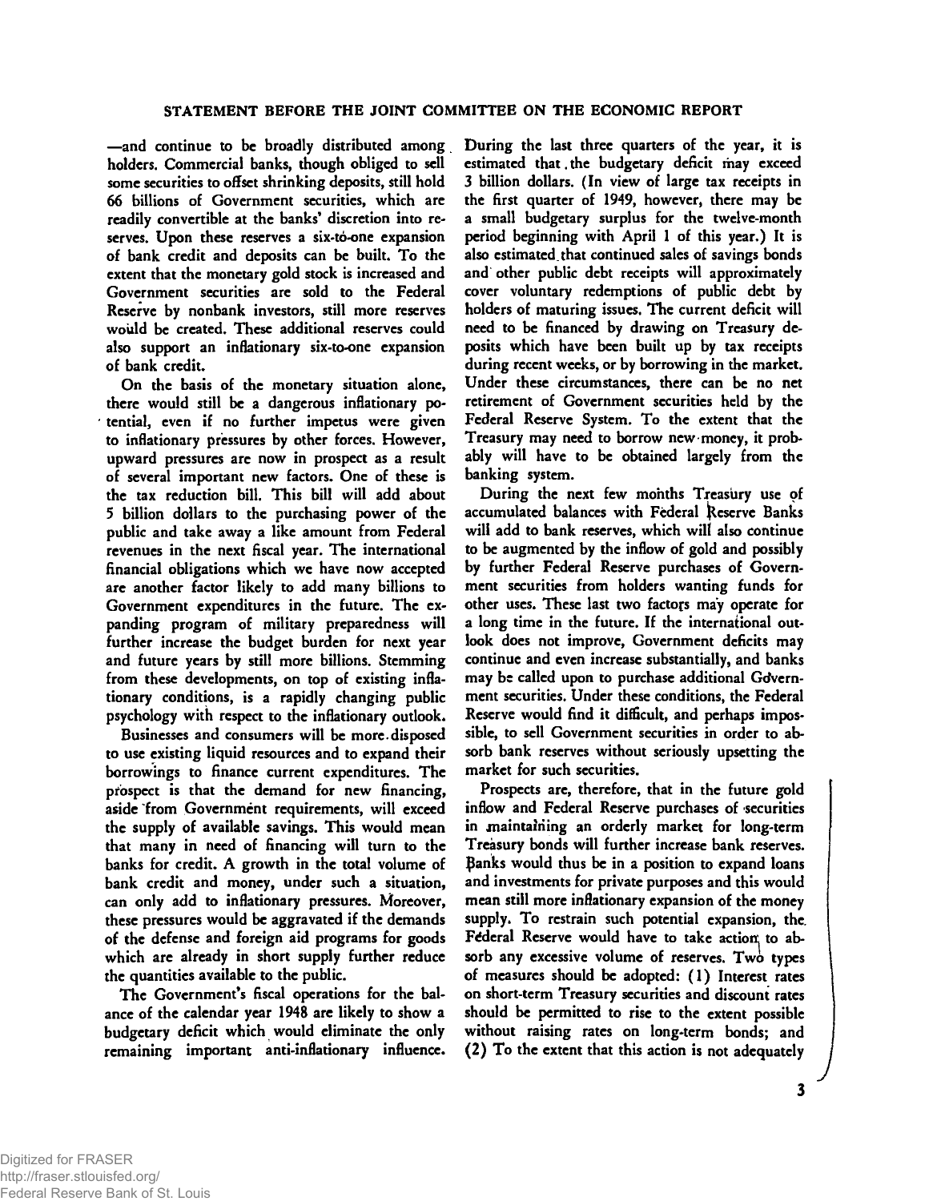—and continue to be broadly distributed among holders. Commercial banks, though obliged to sell some securities to offset shrinking deposits, still hold 66 billions of Government securities, which are readily convertible at the banks' discretion into reserves. Upon these reserves a six-to-one expansion of bank credit and deposits can be built. To the extent that the monetary gold stock is increased and Government securities are sold to the Federal Reserve by nonbank investors, still more reserves would be created. These additional reserves could also support an inflationary six-to-one expansion of bank credit.

On the basis of the monetary situation alone, there would still be a dangerous inflationary potential, even if no further impetus were given to inflationary pressures by other forces. However, upward pressures are now in prospect as a result of several important new factors. One of these is the tax reduction bill. This bill will add about 5 billion dollars to the purchasing power of the public and take away a like amount from Federal revenues in the next fiscal year. The international financial obligations which we have now accepted are another factor likely to add many billions to Government expenditures in the future. The expanding program of military preparedness will further increase the budget burden for next year and future years by still more billions. Stemming from these developments, on top of existing inflationary conditions, is a rapidly changing public psychology with respect to the inflationary outlook.

Businesses and consumers will be more disposed to use existing liquid resources and to expand their borrowings to finance current expenditures. The prospect is that the demand for new financing, aside from Government requirements, will exceed the supply of available savings. This would mean that many in need of financing will turn to the banks for credit. A growth in the total volume of bank credit and money, under such a situation, can only add to inflationary pressures. Moreover, these pressures would be aggravated if the demands of the defense and foreign aid programs for goods which are already in short supply further reduce the quantities available to the public.

The Government's fiscal operations for the balance of the calendar year 1948 are likely to show a budgetary deficit which would eliminate the only remaining important anti-inflationary influence. During the last three quarters of the year, it is estimated that the budgetary deficit may exceed 3 billion dollars. (In view of large tax receipts in the first quarter of 1949, however, there may be a small budgetary surplus for the twelve-month period beginning with April 1 of this year.) It is also estimated that continued sales of savings bonds and other public debt receipts will approximately cover voluntary redemptions of public debt by holders of maturing issues. The current deficit will need to be financed by drawing on Treasury deposits which have been built up by tax receipts during recent weeks, or by borrowing in the market. Under these circumstances, there can be no net retirement of Government securities held by the Federal Reserve System. To the extent that the Treasury may need to borrow new money, it probably will have to be obtained largely from the banking system.

During the next few months Treasury use of accumulated balances with Federal Reserve Banks will add to bank reserves, which will also continue to be augmented by the inflow of gold and possibly by further Federal Reserve purchases of Government securities from holders wanting funds for other uses. These last two factors may operate for a long time in the future. If the international outlook does not improve, Government deficits may continue and even increase substantially, and banks may be called upon to purchase additional Government securities. Under these conditions, the Federal Reserve would find it difficult, and perhaps impossible, to sell Government securities in order to absorb bank reserves without seriously upsetting the market for such securities.

Prospects are, therefore, that in the future gold inflow and Federal Reserve purchases of securities in maintaining an orderly market for long-term Treasury bonds will further increase bank reserves. Banks would thus be in a position to expand loans and investments for private purposes and this would mean still more inflationary expansion of the money supply. To restrain such potential expansion, the Federal Reserve would have to take action to absorb any excessive volume of reserves. Two types of measures should be adopted: (1) Interest rates on short-term Treasury securities and discount rates should be permitted to rise to the extent possible without raising rates on long-term bonds; and (2) To the extent that this action is not adequately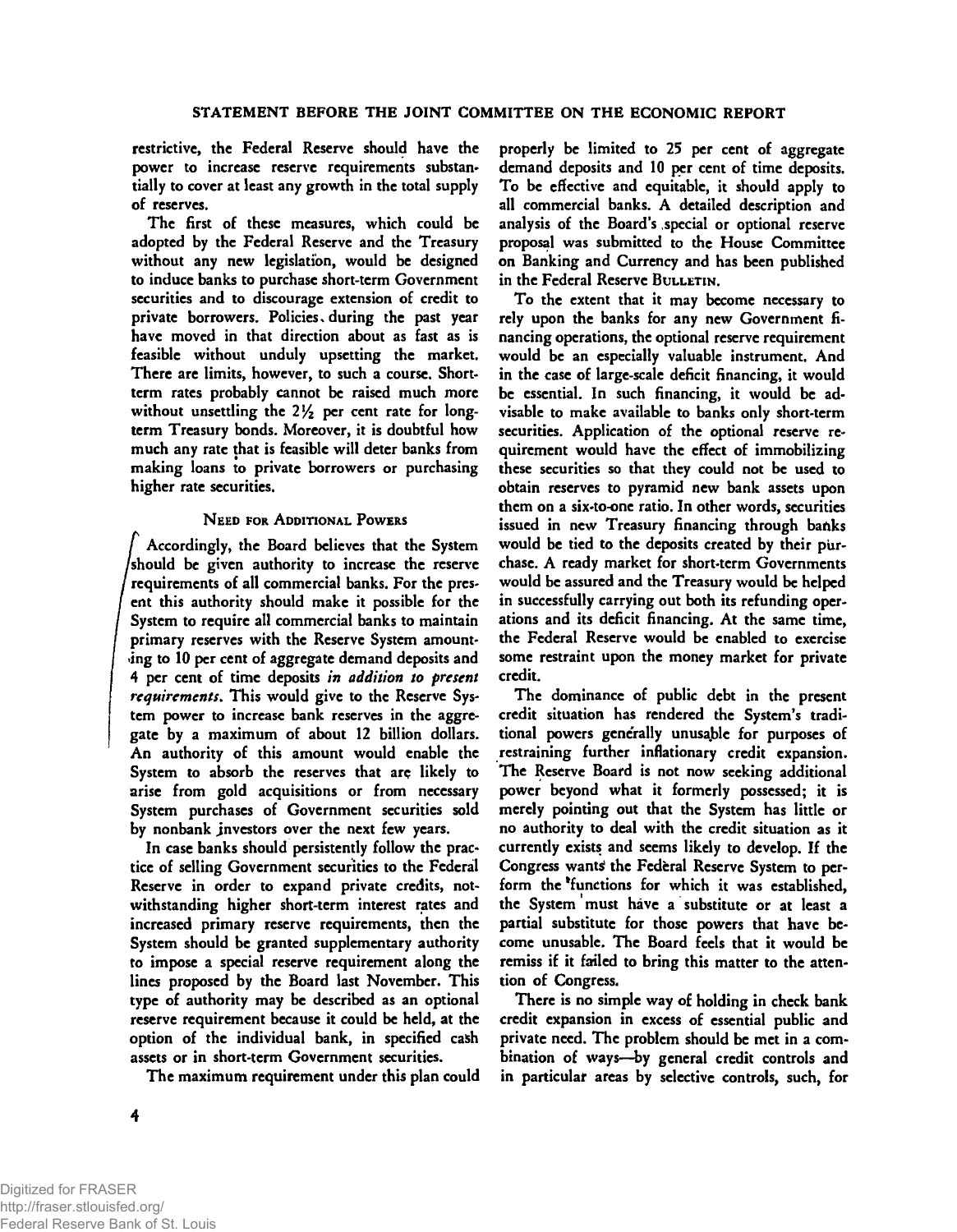restrictive, the Federal Reserve should have the power to increase reserve requirements substantially to cover at least any growth in the total supply of reserves.

The first of these measures, which could be adopted by the Federal Reserve and the Treasury without any new legislation, would be designed to induce banks to purchase short-term Government securities and to discourage extension of credit to private borrowers. Policies during the past year have moved in that direction about as fast as is feasible without unduly upsetting the market. There are limits, however, to such a course. Short-term rates probably cannot be raised much more without unsettling the 2½ per cent rate for long-term Treasury bonds. Moreover, it is doubtful how much any rate that is feasible will deter banks from making loans to private borrowers or purchasing higher rate securities.

### Need for Additional Powers

Accordingly, the Board believes that the System should be given authority to increase the reserve requirements of all commercial banks. For the present this authority should make it possible for the System to require all commercial banks to maintain primary reserves with the Reserve System amounting to 10 per cent of aggregate demand deposits and 4 per cent of time deposits *in addition to present requirements*. This would give to the Reserve System power to increase bank reserves in the aggregate by a maximum of about 12 billion dollars. An authority of this amount would enable the System to absorb the reserves that are likely to arise from gold acquisitions or from necessary System purchases of Government securities sold by nonbank investors over the next few years.

In case banks should persistently follow the practice of selling Government securities to the Federal Reserve in order to expand private credits, notwithstanding higher short-term interest rates and increased primary reserve requirements, then the System should be granted supplementary authority to impose a special reserve requirement along the lines proposed by the Board last November. This type of authority may be described as an optional reserve requirement because it could be held, at the option of the individual bank, in specified cash assets or in short-term Government securities.

The maximum requirement under this plan could properly be limited to 25 per cent of aggregate demand deposits and 10 per cent of time deposits. To be effective and equitable, it should apply to all commercial banks. A detailed description and analysis of the Board's special or optional reserve proposal was submitted to the House Committee on Banking and Currency and has been published in the Federal Reserve Bulletin.

To the extent that it may become necessary to rely upon the banks for any new Government financing operations, the optional reserve requirement would be an especially valuable instrument. And in the case of large-scale deficit financing, it would be essential. In such financing, it would be advisable to make available to banks only short-term securities. Application of the optional reserve requirement would have the effect of immobilizing these securities so that they could not be used to obtain reserves to pyramid new bank assets upon them on a six-to-one ratio. In other words, securities issued in new Treasury financing through banks would be tied to the deposits created by their purchase. A ready market for short-term Governments would be assured and the Treasury would be helped in successfully carrying out both its refunding operations and its deficit financing. At the same time, the Federal Reserve would be enabled to exercise some restraint upon the money market for private credit.

The dominance of public debt in the present credit situation has rendered the System's traditional powers generally unusable for purposes of restraining further inflationary credit expansion. The Reserve Board is not now seeking additional power beyond what it formerly possessed; it is merely pointing out that the System has little or no authority to deal with the credit situation as it currently exists and seems likely to develop. If the Congress wants the Federal Reserve System to perform the functions for which it was established, the System must have a substitute or at least a partial substitute for those powers that have become unusable. The Board feels that it would be remiss if it failed to bring this matter to the attention of Congress.

There is no simple way of holding in check bank credit expansion in excess of essential public and private need. The problem should be met in a combination of ways—by general credit controls and in particular areas by selective controls, such, for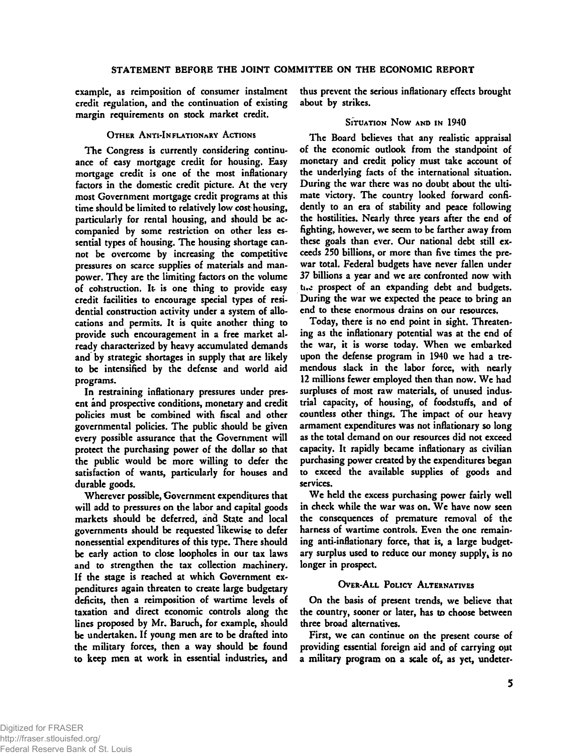example, as reimposition of consumer instalment credit regulation, and the continuation of existing margin requirements on stock market credit.

### Other Anti-Inflationary Actions

The Congress is currently considering continuance of easy mortgage credit for housing. Easy mortgage credit is one of the most inflationary factors in the domestic credit picture. At the very most Government mortgage credit programs at this time should be limited to relatively low cost housing, particularly for rental housing, and should be accompanied by some restriction on other less essential types of housing. The housing shortage cannot be overcome by increasing the competitive pressures on scarce supplies of materials and manpower. They are the limiting factors on the volume of construction. It is one thing to provide easy credit facilities to encourage special types of residential construction activity under a system of allocations and permits. It is quite another thing to provide such encouragement in a free market already characterized by heavy accumulated demands and by strategic shortages in supply that are likely to be intensified by the defense and world aid programs.

In restraining inflationary pressures under present and prospective conditions, monetary and credit policies must be combined with fiscal and other governmental policies. The public should be given every possible assurance that the Government will protect the purchasing power of the dollar so that the public would be more willing to defer the satisfaction of wants, particularly for houses and durable goods.

Wherever possible, Government expenditures that will add to pressures on the labor and capital goods markets should be deferred, and State and local governments should be requested likewise to defer nonessential expenditures of this type. There should be early action to close loopholes in our tax laws and to strengthen the tax collection machinery. If the stage is reached at which Government expenditures again threaten to create large budgetary deficits, then a reimposition of wartime levels of taxation and direct economic controls along the lines proposed by Mr. Baruch, for example, should be undertaken. If young men are to be drafted into the military forces, then a way should be found to keep men at work in essential industries, and thus prevent the serious inflationary effects brought about by strikes.

### Situation Now and in 1940

The Board believes that any realistic appraisal of the economic outlook from the standpoint of monetary and credit policy must take account of the underlying facts of the international situation. During the war there was no doubt about the ultimate victory. The country looked forward confidently to an era of stability and peace following the hostilities. Nearly three years after the end of fighting, however, we seem to be farther away from these goals than ever. Our national debt still exceeds 250 billions, or more than five times the prewar total. Federal budgets have never fallen under 37 billions a year and we are confronted now with the prospect of an expanding debt and budgets. During the war we expected the peace to bring an end to these enormous drains on our resources.

Today, there is no end point in sight. Threatening as the inflationary potential was at the end of the war, it is worse today. When we embarked upon the defense program in 1940 we had a tremendous slack in the labor force, with nearly 12 millions fewer employed then than now. We had surpluses of most raw materials, of unused industrial capacity, of housing, of foodstuffs, and of countless other things. The impact of our heavy armament expenditures was not inflationary so long as the total demand on our resources did not exceed capacity. It rapidly became inflationary as civilian purchasing power created by the expenditures began to exceed the available supplies of goods and services.

We held the excess purchasing power fairly well in check while the war was on. We have now seen the consequences of premature removal of the harness of wartime controls. Even the one remaining anti-inflationary force, that is, a large budgetary surplus used to reduce our money supply, is no longer in prospect.

### Over-All Policy Alternatives

On the basis of present trends, we believe that the country, sooner or later, has to choose between three broad alternatives.

First, we can continue on the present course of providing essential foreign aid and of carrying out a military program on a scale of, as yet, undeter-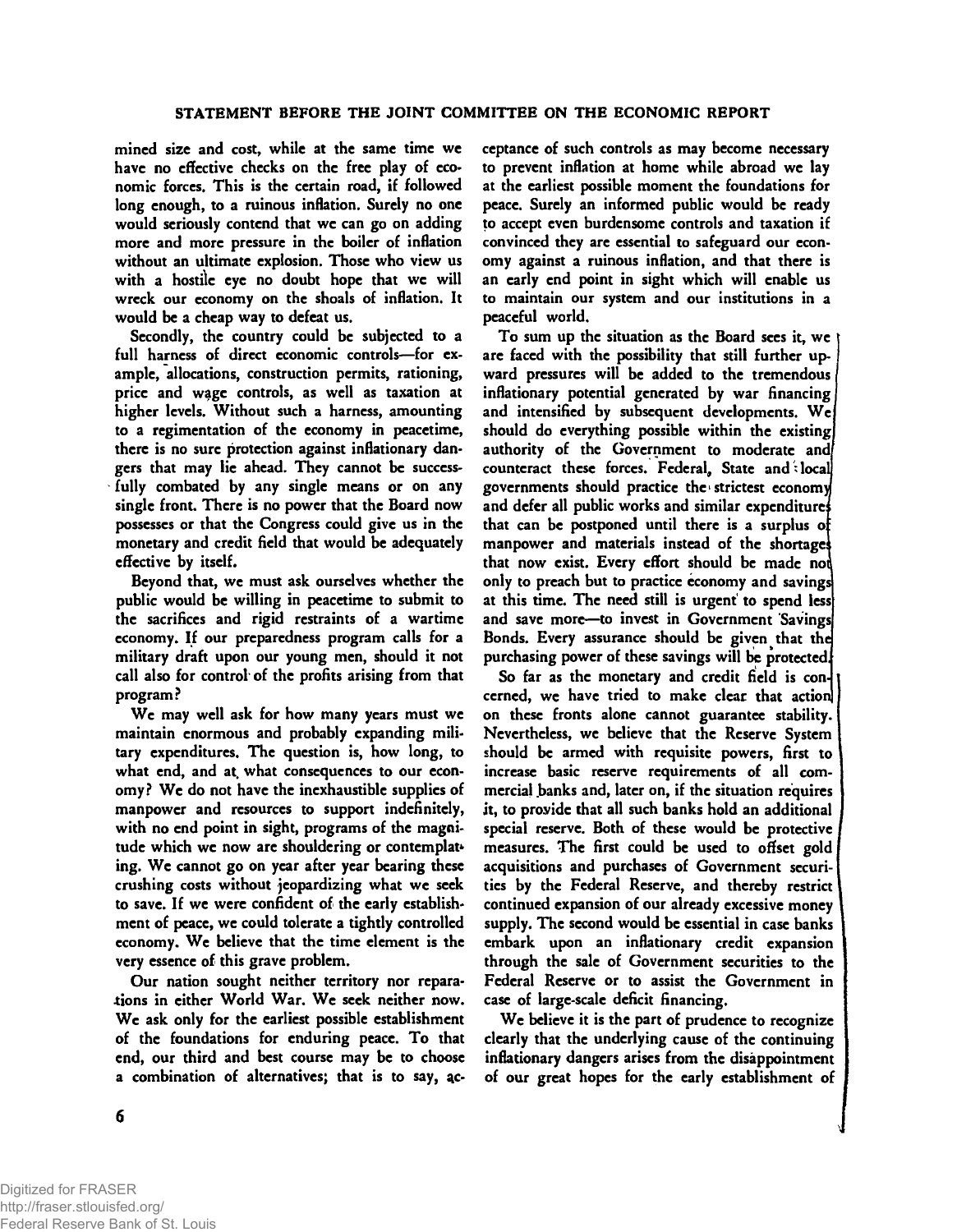mined size and cost, while at the same time we have no effective checks on the free play of economic forces. This is the certain road, if followed long enough, to a ruinous inflation. Surely no one would seriously contend that we can go on adding more and more pressure in the boiler of inflation without an ultimate explosion. Those who view us with a hostile eye no doubt hope that we will wreck our economy on the shoals of inflation. It would be a cheap way to defeat us.

Secondly, the country could be subjected to a full harness of direct economic controls—for example, allocations, construction permits, rationing, price and wage controls, as well as taxation at higher levels. Without such a harness, amounting to a regimentation of the economy in peacetime, there is no sure protection against inflationary dangers that may lie ahead. They cannot be successfully combated by any single means or on any single front. There is no power that the Board now possesses or that the Congress could give us in the monetary and credit field that would be adequately effective by itself.

Beyond that, we must ask ourselves whether the public would be willing in peacetime to submit to the sacrifices and rigid restraints of a wartime economy. If our preparedness program calls for a military draft upon our young men, should it not call also for control of the profits arising from that program?

We may well ask for how many years must we maintain enormous and probably expanding military expenditures. The question is, how long, to what end, and at what consequences to our economy? We do not have the inexhaustible supplies of manpower and resources to support indefinitely, with no end point in sight, programs of the magnitude which we now are shouldering or contemplating. We cannot go on year after year bearing these crushing costs without jeopardizing what we seek to save. If we were confident of the early establishment of peace, we could tolerate a tightly controlled economy. We believe that the time element is the very essence of this grave problem.

Our nation sought neither territory nor reparations in either World War. We seek neither now. We ask only for the earliest possible establishment of the foundations for enduring peace. To that end, our third and best course may be to choose a combination of alternatives; that is to say, acceptance of such controls as may become necessary to prevent inflation at home while abroad we lay at the earliest possible moment the foundations for peace. Surely an informed public would be ready to accept even burdensome controls and taxation if convinced they are essential to safeguard our economy against a ruinous inflation, and that there is an early end point in sight which will enable us to maintain our system and our institutions in a peaceful world.

To sum up the situation as the Board sees it, we are faced with the possibility that still further upward pressures will be added to the tremendous inflationary potential generated by war financing and intensified by subsequent developments. We should do everything possible within the existing authority of the Government to moderate and counteract these forces. Federal, State and local governments should practice the strictest economy and defer all public works and similar expenditures that can be postponed until there is a surplus of manpower and materials instead of the shortages that now exist. Every effort should be made not only to preach but to practice economy and savings at this time. The need still is urgent to spend less and save more—to invest in Government Savings Bonds. Every assurance should be given that the purchasing power of these savings will be protected.

So far as the monetary and credit field is concerned, we have tried to make clear that action on these fronts alone cannot guarantee stability. Nevertheless, we believe that the Reserve System should be armed with requisite powers, first to increase basic reserve requirements of all commercial banks and, later on, if the situation requires it, to provide that all such banks hold an additional special reserve. Both of these would be protective measures. The first could be used to offset gold acquisitions and purchases of Government securities by the Federal Reserve, and thereby restrict continued expansion of our already excessive money supply. The second would be essential in case banks embark upon an inflationary credit expansion through the sale of Government securities to the Federal Reserve or to assist the Government in case of large-scale deficit financing.

We believe it is the part of prudence to recognize clearly that the underlying cause of the continuing inflationary dangers arises from the disappointment of our great hopes for the early establishment of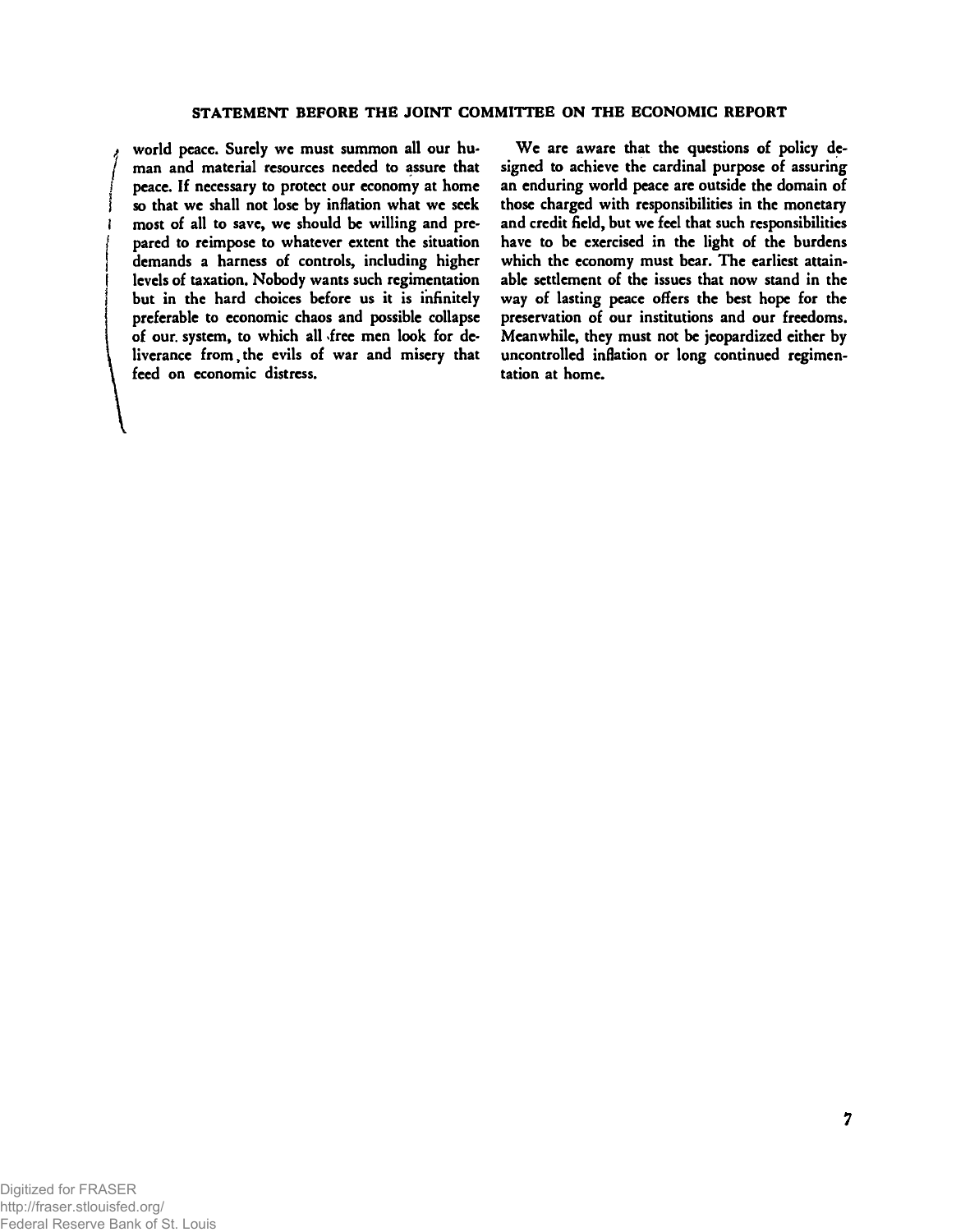world peace. Surely we must summon all our human and material resources needed to assure that peace. If necessary to protect our economy at home so that we shall not lose by inflation what we seek most of all to save, we should be willing and prepared to reimpose to whatever extent the situation demands a harness of controls, including higher levels of taxation. Nobody wants such regimentation but in the hard choices before us it is infinitely preferable to economic chaos and possible collapse of our system, to which all free men look for deliverance from the evils of war and misery that feed on economic distress.

We are aware that the questions of policy designed to achieve the cardinal purpose of assuring an enduring world peace are outside the domain of those charged with responsibilities in the monetary and credit field, but we feel that such responsibilities have to be exercised in the light of the burdens which the economy must bear. The earliest attainable settlement of the issues that now stand in the way of lasting peace offers the best hope for the preservation of our institutions and our freedoms. Meanwhile, they must not be jeopardized either by uncontrolled inflation or long continued regimentation at home.